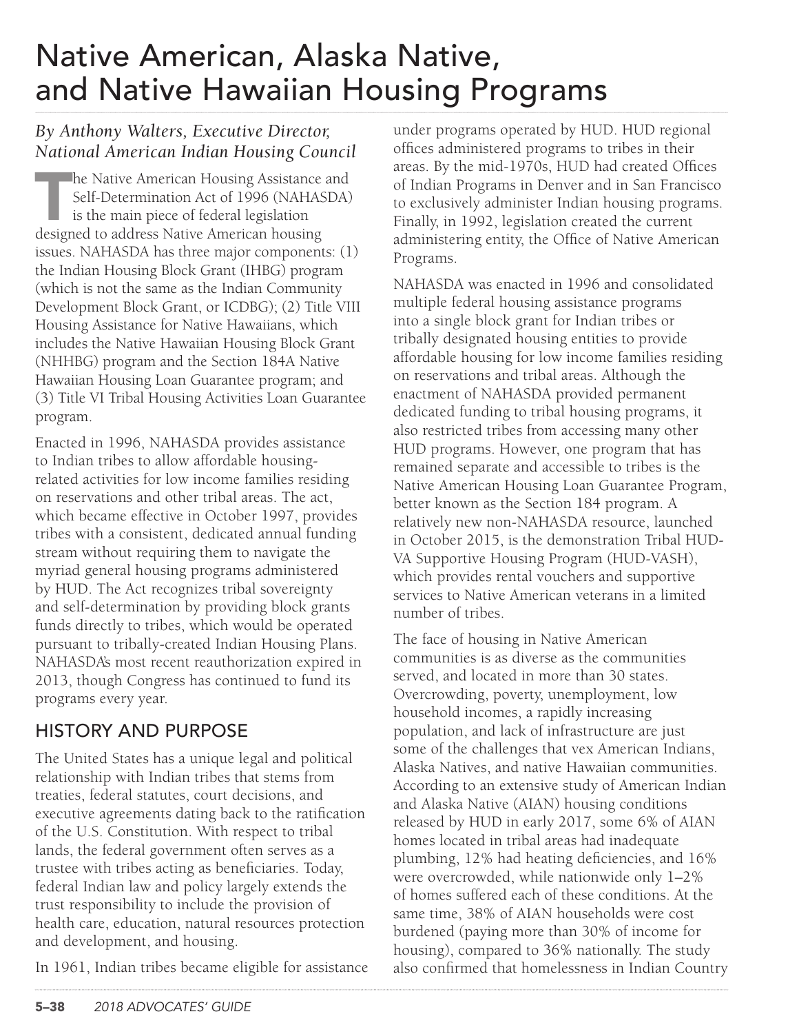# Native American, Alaska Native, and Native Hawaiian Housing Programs

*By Anthony Walters, Executive Director, National American Indian Housing Council*

The Native American Housing Assistance and Self-Determination Act of 1996 (NAHASDA) is the main piece of federal legislation designed to address Native American housing issues. NAHASDA has three major components: (1) the Indian Housing Block Grant (IHBG) program (which is not the same as the Indian Community Development Block Grant, or ICDBG); (2) Title VIII Housing Assistance for Native Hawaiians, which includes the Native Hawaiian Housing Block Grant (NHHBG) program and the Section 184A Native Hawaiian Housing Loan Guarantee program; and (3) Title VI Tribal Housing Activities Loan Guarantee program.

Enacted in 1996, NAHASDA provides assistance to Indian tribes to allow affordable housing-related activities for low income families residing on reservations and other tribal areas. The act, which became effective in October 1997, provides tribes with a consistent, dedicated annual funding stream without requiring them to navigate the myriad general housing programs administered by HUD. The Act recognizes tribal sovereignty and self-determination by providing block grants funds directly to tribes, which would be operated pursuant to tribally-created Indian Housing Plans. NAHASDA's most recent reauthorization expired in 2013, though Congress has continued to fund its programs every year.

## HISTORY AND PURPOSE

The United States has a unique legal and political relationship with Indian tribes that stems from treaties, federal statutes, court decisions, and executive agreements dating back to the ratification of the U.S. Constitution. With respect to tribal lands, the federal government often serves as a trustee with tribes acting as beneficiaries. Today, federal Indian law and policy largely extends the trust responsibility to include the provision of health care, education, natural resources protection and development, and housing.

In 1961, Indian tribes became eligible for assistance under programs operated by HUD. HUD regional offices administered programs to tribes in their areas. By the mid-1970s, HUD had created Offices of Indian Programs in Denver and in San Francisco to exclusively administer Indian housing programs. Finally, in 1992, legislation created the current administering entity, the Office of Native American Programs.

NAHASDA was enacted in 1996 and consolidated multiple federal housing assistance programs into a single block grant for Indian tribes or tribally designated housing entities to provide affordable housing for low income families residing on reservations and tribal areas. Although the enactment of NAHASDA provided permanent dedicated funding to tribal housing programs, it also restricted tribes from accessing many other HUD programs. However, one program that has remained separate and accessible to tribes is the Native American Housing Loan Guarantee Program, better known as the Section 184 program. A relatively new non-NAHASDA resource, launched in October 2015, is the demonstration Tribal HUD-VA Supportive Housing Program (HUD-VASH), which provides rental vouchers and supportive services to Native American veterans in a limited number of tribes.

The face of housing in Native American communities is as diverse as the communities served, and located in more than 30 states. Overcrowding, poverty, unemployment, low household incomes, a rapidly increasing population, and lack of infrastructure are just some of the challenges that vex American Indians, Alaska Natives, and native Hawaiian communities. According to an extensive study of American Indian and Alaska Native (AIAN) housing conditions released by HUD in early 2017, some 6% of AIAN homes located in tribal areas had inadequate plumbing, 12% had heating deficiencies, and 16% were overcrowded, while nationwide only 1–2% of homes suffered each of these conditions. At the same time, 38% of AIAN households were cost burdened (paying more than 30% of income for housing), compared to 36% nationally. The study also confirmed that homelessness in Indian Country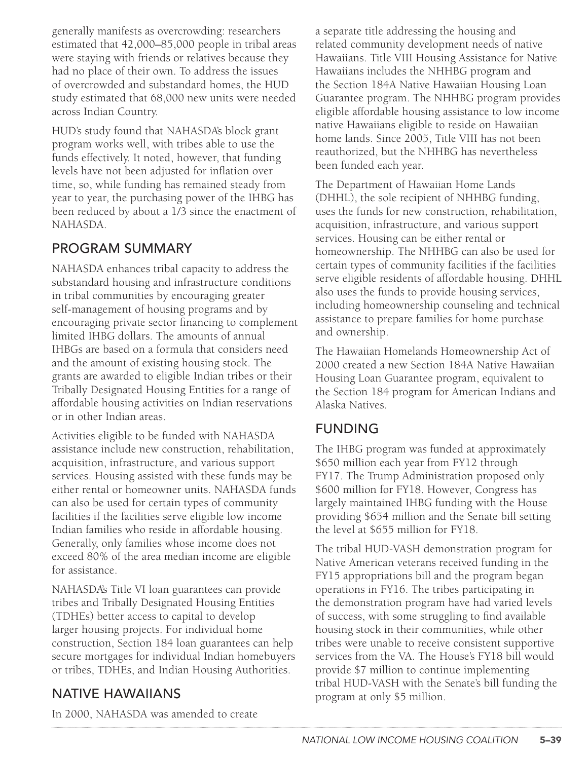generally manifests as overcrowding: researchers estimated that 42,000–85,000 people in tribal areas were staying with friends or relatives because they had no place of their own. To address the issues of overcrowded and substandard homes, the HUD study estimated that 68,000 new units were needed across Indian Country.

HUD's study found that NAHASDA's block grant program works well, with tribes able to use the funds effectively. It noted, however, that funding levels have not been adjusted for inflation over time, so, while funding has remained steady from year to year, the purchasing power of the IHBG has been reduced by about a 1/3 since the enactment of NAHASDA.

## PROGRAM SUMMARY

NAHASDA enhances tribal capacity to address the substandard housing and infrastructure conditions in tribal communities by encouraging greater self-management of housing programs and by encouraging private sector financing to complement limited IHBG dollars. The amounts of annual IHBGs are based on a formula that considers need and the amount of existing housing stock. The grants are awarded to eligible Indian tribes or their Tribally Designated Housing Entities for a range of affordable housing activities on Indian reservations or in other Indian areas.

Activities eligible to be funded with NAHASDA assistance include new construction, rehabilitation, acquisition, infrastructure, and various support services. Housing assisted with these funds may be either rental or homeowner units. NAHASDA funds can also be used for certain types of community facilities if the facilities serve eligible low income Indian families who reside in affordable housing. Generally, only families whose income does not exceed 80% of the area median income are eligible for assistance.

NAHASDA's Title VI loan guarantees can provide tribes and Tribally Designated Housing Entities (TDHEs) better access to capital to develop larger housing projects. For individual home construction, Section 184 loan guarantees can help secure mortgages for individual Indian homebuyers or tribes, TDHEs, and Indian Housing Authorities.

## NATIVE HAWAIIANS

In 2000, NAHASDA was amended to create a separate title addressing the housing and related community development needs of native Hawaiians. Title VIII Housing Assistance for Native Hawaiians includes the NHHBG program and the Section 184A Native Hawaiian Housing Loan Guarantee program. The NHHBG program provides eligible affordable housing assistance to low income native Hawaiians eligible to reside on Hawaiian home lands. Since 2005, Title VIII has not been reauthorized, but the NHHBG has nevertheless been funded each year.

The Department of Hawaiian Home Lands (DHHL), the sole recipient of NHHBG funding, uses the funds for new construction, rehabilitation, acquisition, infrastructure, and various support services. Housing can be either rental or homeownership. The NHHBG can also be used for certain types of community facilities if the facilities serve eligible residents of affordable housing. DHHL also uses the funds to provide housing services, including homeownership counseling and technical assistance to prepare families for home purchase and ownership.

The Hawaiian Homelands Homeownership Act of 2000 created a new Section 184A Native Hawaiian Housing Loan Guarantee program, equivalent to the Section 184 program for American Indians and Alaska Natives.

## FUNDING

The IHBG program was funded at approximately $650 million each year from FY12 through FY17. The Trump Administration proposed only $600 million for FY18. However, Congress has largely maintained IHBG funding with the House providing $654 million and the Senate bill setting the level at $655 million for FY18.

The tribal HUD-VASH demonstration program for Native American veterans received funding in the FY15 appropriations bill and the program began operations in FY16. The tribes participating in the demonstration program have had varied levels of success, with some struggling to find available housing stock in their communities, while other tribes were unable to receive consistent supportive services from the VA. The House's FY18 bill would provide $7 million to continue implementing tribal HUD-VASH with the Senate's bill funding the program at only $5 million.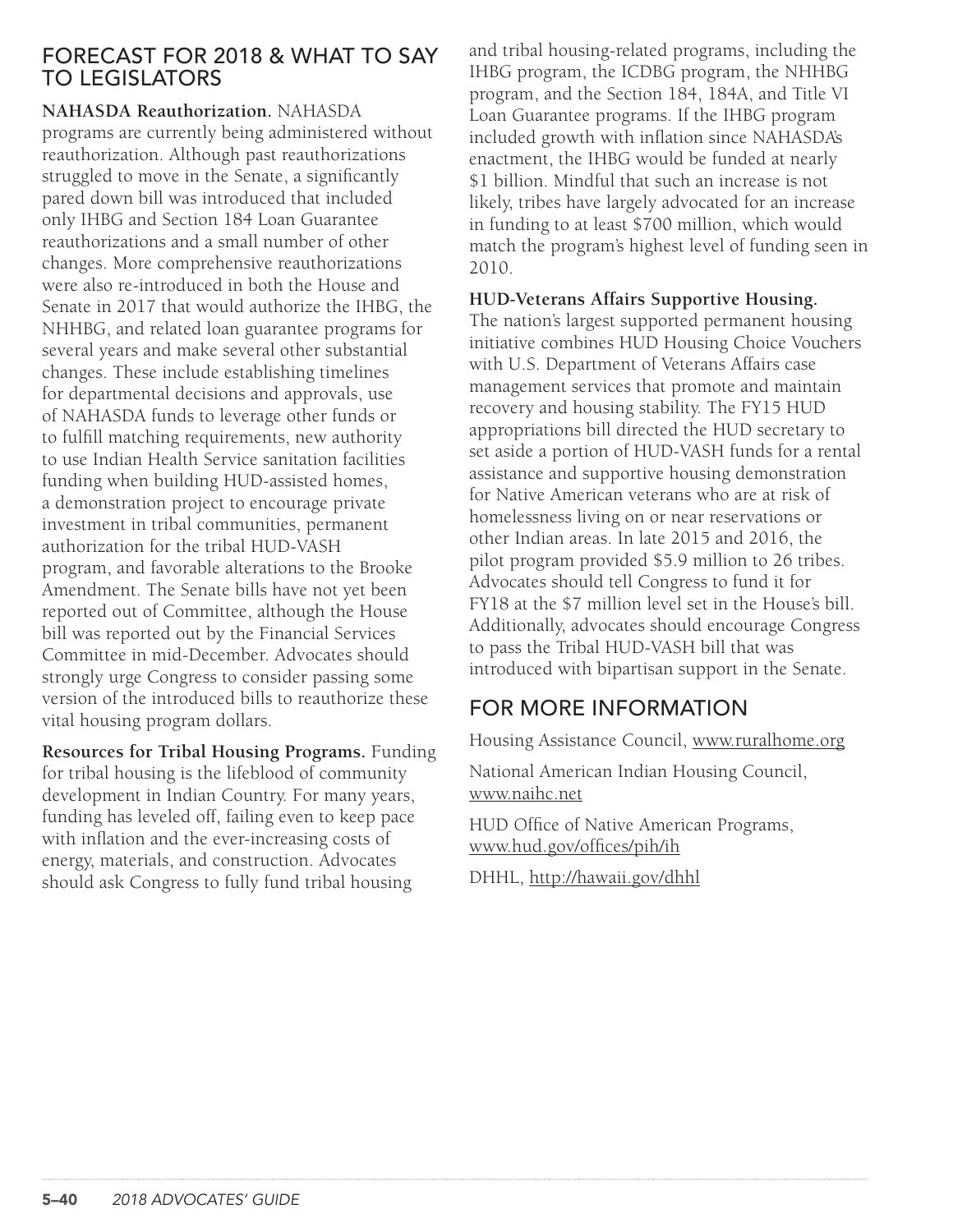## FORECAST FOR 2018 & WHAT TO SAY TO LEGISLATORS

**NAHASDA Reauthorization.** NAHASDA programs are currently being administered without reauthorization. Although past reauthorizations struggled to move in the Senate, a significantly pared down bill was introduced that included only IHBG and Section 184 Loan Guarantee reauthorizations and a small number of other changes. More comprehensive reauthorizations were also re-introduced in both the House and Senate in 2017 that would authorize the IHBG, the NHHBG, and related loan guarantee programs for several years and make several other substantial changes. These include establishing timelines for departmental decisions and approvals, use of NAHASDA funds to leverage other funds or to fulfill matching requirements, new authority to use Indian Health Service sanitation facilities funding when building HUD-assisted homes, a demonstration project to encourage private investment in tribal communities, permanent authorization for the tribal HUD-VASH program, and favorable alterations to the Brooke Amendment. The Senate bills have not yet been reported out of Committee, although the House bill was reported out by the Financial Services Committee in mid-December. Advocates should strongly urge Congress to consider passing some version of the introduced bills to reauthorize these vital housing program dollars.

**Resources for Tribal Housing Programs.** Funding for tribal housing is the lifeblood of community development in Indian Country. For many years, funding has leveled off, failing even to keep pace with inflation and the ever-increasing costs of energy, materials, and construction. Advocates should ask Congress to fully fund tribal housing and tribal housing-related programs, including the IHBG program, the ICDBG program, the NHHBG program, and the Section 184, 184A, and Title VI Loan Guarantee programs. If the IHBG program included growth with inflation since NAHASDA's enactment, the IHBG would be funded at nearly $1 billion. Mindful that such an increase is not likely, tribes have largely advocated for an increase in funding to at least $700 million, which would match the program's highest level of funding seen in 2010.

**HUD-Veterans Affairs Supportive Housing.** The nation's largest supported permanent housing initiative combines HUD Housing Choice Vouchers with U.S. Department of Veterans Affairs case management services that promote and maintain recovery and housing stability. The FY15 HUD appropriations bill directed the HUD secretary to set aside a portion of HUD-VASH funds for a rental assistance and supportive housing demonstration for Native American veterans who are at risk of homelessness living on or near reservations or other Indian areas. In late 2015 and 2016, the pilot program provided $5.9 million to 26 tribes. Advocates should tell Congress to fund it for FY18 at the $7 million level set in the House's bill. Additionally, advocates should encourage Congress to pass the Tribal HUD-VASH bill that was introduced with bipartisan support in the Senate.

## FOR MORE INFORMATION

Housing Assistance Council, www.ruralhome.org

National American Indian Housing Council, www.naihc.net

HUD Office of Native American Programs, www.hud.gov/offices/pih/ih

DHHL, http://hawaii.gov/dhhl